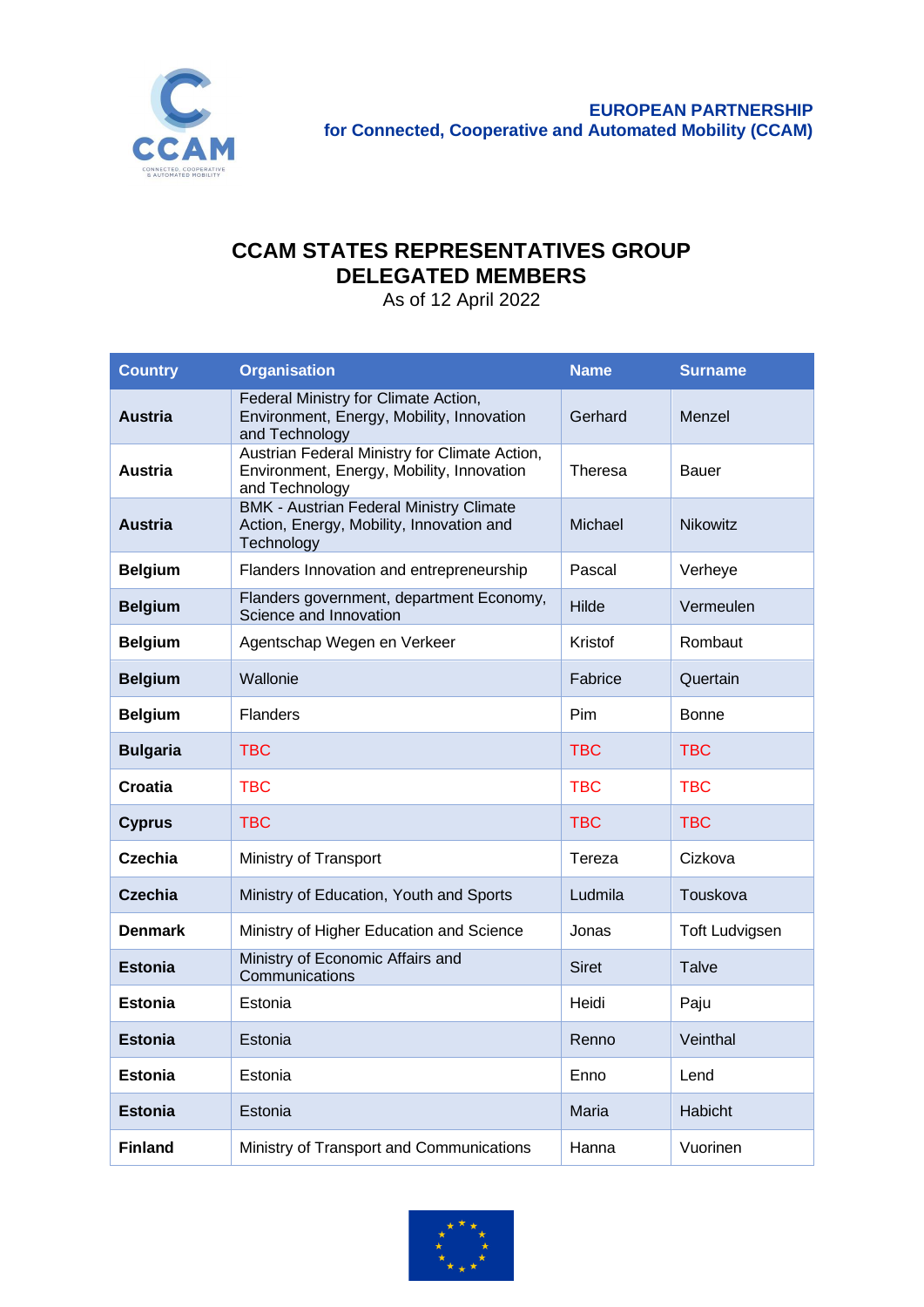EUROPEAN PARTNERSHIP
for Connected, Cooperative and Automated Mobility (CCAM)

# CCAM STATES REPRESENTATIVES GROUP
# DELEGATED MEMBERS

As of 12 April 2022

| Country | Organisation | Name | Surname |
|---|---|---|---|
| **Austria** | Federal Ministry for Climate Action, Environment, Energy, Mobility, Innovation and Technology | Gerhard | Menzel |
| **Austria** | Austrian Federal Ministry for Climate Action, Environment, Energy, Mobility, Innovation and Technology | Theresa | Bauer |
| **Austria** | BMK - Austrian Federal Ministry Climate Action, Energy, Mobility, Innovation and Technology | Michael | Nikowitz |
| **Belgium** | Flanders Innovation and entrepreneurship | Pascal | Verheye |
| **Belgium** | Flanders government, department Economy, Science and Innovation | Hilde | Vermeulen |
| **Belgium** | Agentschap Wegen en Verkeer | Kristof | Rombaut |
| **Belgium** | Wallonie | Fabrice | Quertain |
| **Belgium** | Flanders | Pim | Bonne |
| **Bulgaria** | TBC | TBC | TBC |
| **Croatia** | TBC | TBC | TBC |
| **Cyprus** | TBC | TBC | TBC |
| **Czechia** | Ministry of Transport | Tereza | Cizkova |
| **Czechia** | Ministry of Education, Youth and Sports | Ludmila | Touskova |
| **Denmark** | Ministry of Higher Education and Science | Jonas | Toft Ludvigsen |
| **Estonia** | Ministry of Economic Affairs and Communications | Siret | Talve |
| **Estonia** | Estonia | Heidi | Paju |
| **Estonia** | Estonia | Renno | Veinthal |
| **Estonia** | Estonia | Enno | Lend |
| **Estonia** | Estonia | Maria | Habicht |
| **Finland** | Ministry of Transport and Communications | Hanna | Vuorinen |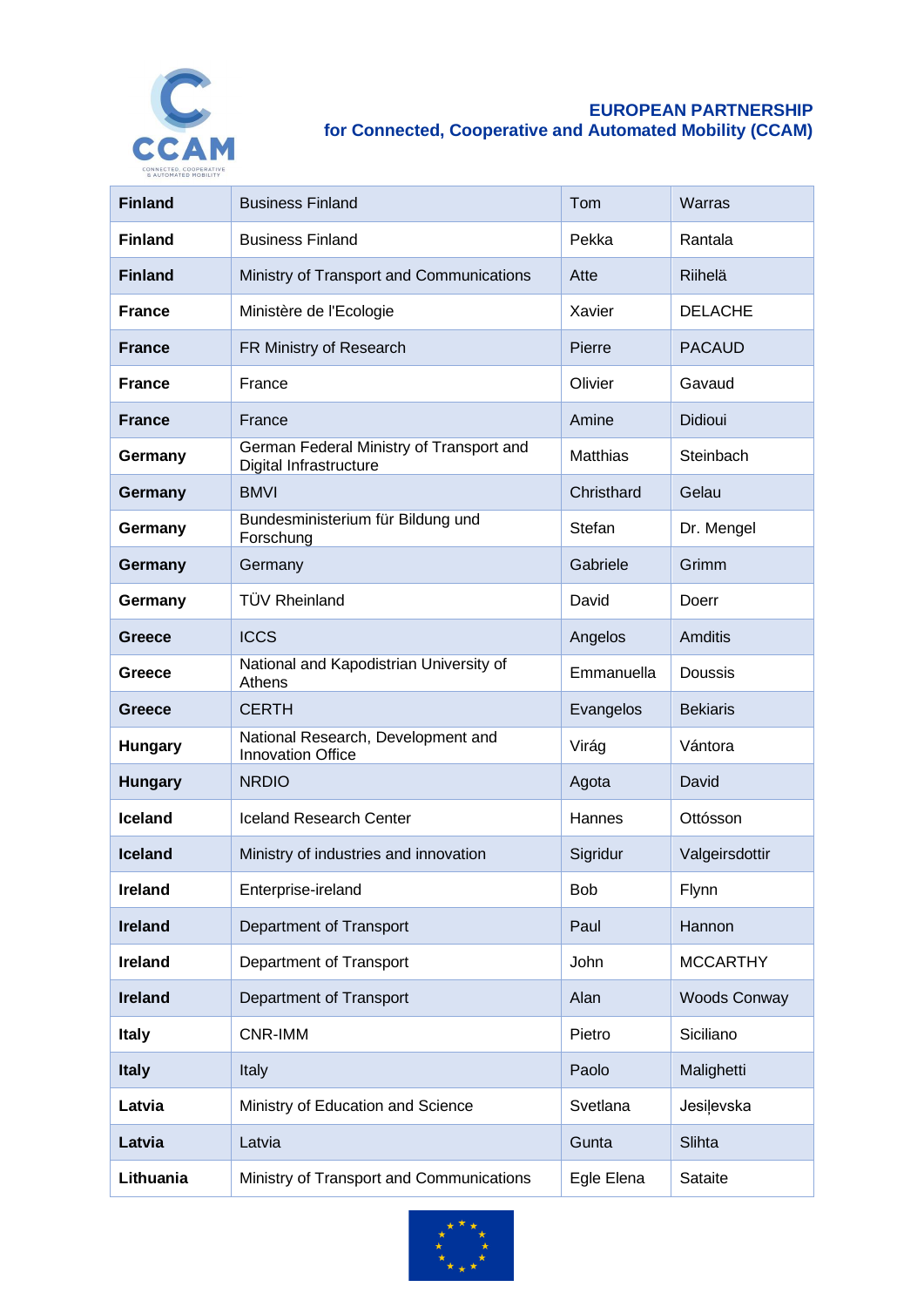**EUROPEAN PARTNERSHIP**
**for Connected, Cooperative and Automated Mobility (CCAM)**

| | | | |
|---|---|---|---|
| **Finland** | Business Finland | Tom | Warras |
| **Finland** | Business Finland | Pekka | Rantala |
| **Finland** | Ministry of Transport and Communications | Atte | Riihelä |
| **France** | Ministère de l'Ecologie | Xavier | DELACHE |
| **France** | FR Ministry of Research | Pierre | PACAUD |
| **France** | France | Olivier | Gavaud |
| **France** | France | Amine | Didioui |
| **Germany** | German Federal Ministry of Transport and Digital Infrastructure | Matthias | Steinbach |
| **Germany** | BMVI | Christhard | Gelau |
| **Germany** | Bundesministerium für Bildung und Forschung | Stefan | Dr. Mengel |
| **Germany** | Germany | Gabriele | Grimm |
| **Germany** | TÜV Rheinland | David | Doerr |
| **Greece** | ICCS | Angelos | Amditis |
| **Greece** | National and Kapodistrian University of Athens | Emmanuella | Doussis |
| **Greece** | CERTH | Evangelos | Bekiaris |
| **Hungary** | National Research, Development and Innovation Office | Virág | Vántora |
| **Hungary** | NRDIO | Agota | David |
| **Iceland** | Iceland Research Center | Hannes | Ottósson |
| **Iceland** | Ministry of industries and innovation | Sigridur | Valgeirsdottir |
| **Ireland** | Enterprise-ireland | Bob | Flynn |
| **Ireland** | Department of Transport | Paul | Hannon |
| **Ireland** | Department of Transport | John | MCCARTHY |
| **Ireland** | Department of Transport | Alan | Woods Conway |
| **Italy** | CNR-IMM | Pietro | Siciliano |
| **Italy** | Italy | Paolo | Malighetti |
| **Latvia** | Ministry of Education and Science | Svetlana | Jesiļevska |
| **Latvia** | Latvia | Gunta | Slihta |
| **Lithuania** | Ministry of Transport and Communications | Egle Elena | Sataite |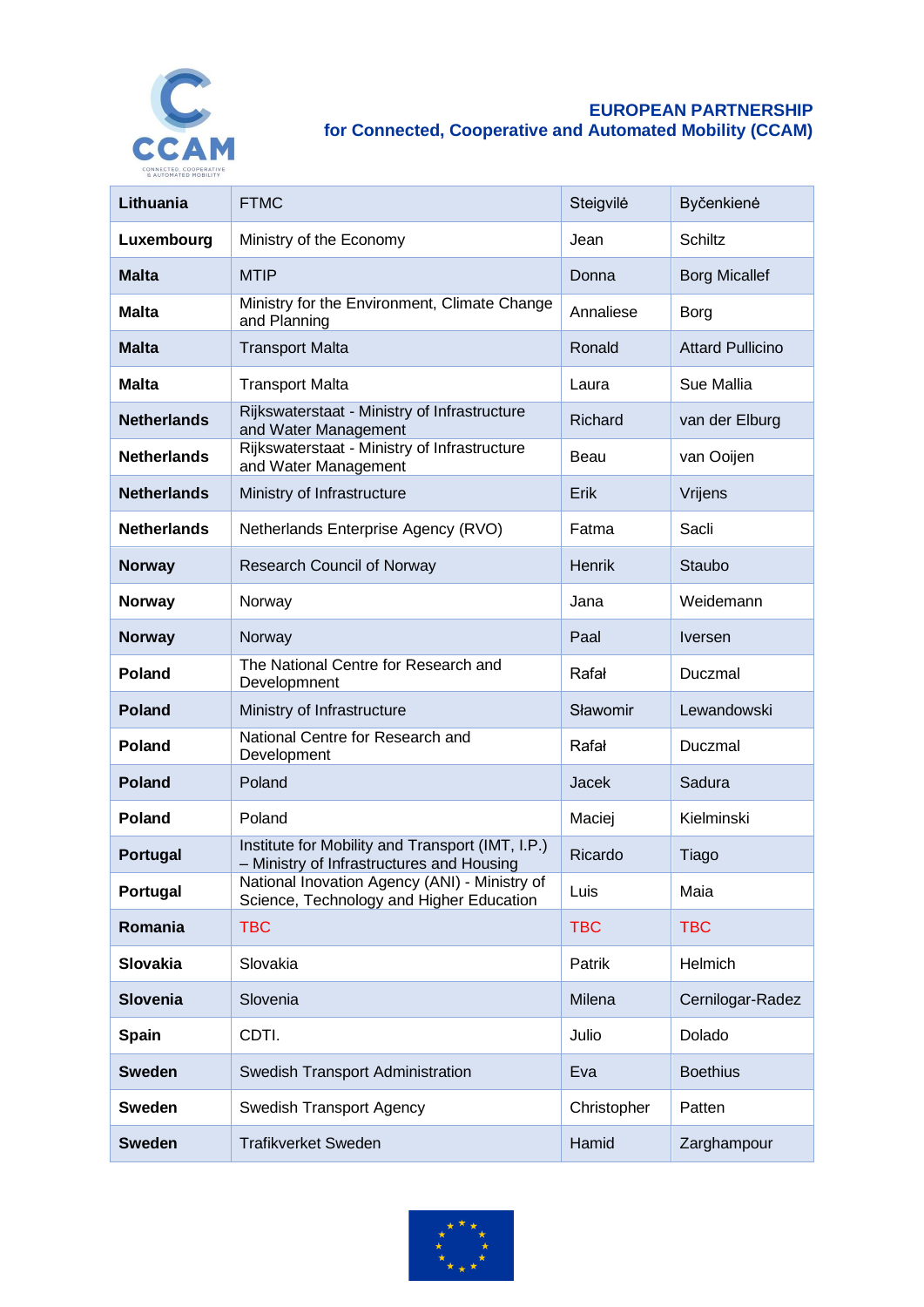**EUROPEAN PARTNERSHIP**
**for Connected, Cooperative and Automated Mobility (CCAM)**

| | | | |
|---|---|---|---|
| **Lithuania** | FTMC | Steigvilė | Byčenkienė |
| **Luxembourg** | Ministry of the Economy | Jean | Schiltz |
| **Malta** | MTIP | Donna | Borg Micallef |
| **Malta** | Ministry for the Environment, Climate Change and Planning | Annaliese | Borg |
| **Malta** | Transport Malta | Ronald | Attard Pullicino |
| **Malta** | Transport Malta | Laura | Sue Mallia |
| **Netherlands** | Rijkswaterstaat - Ministry of Infrastructure and Water Management | Richard | van der Elburg |
| **Netherlands** | Rijkswaterstaat - Ministry of Infrastructure and Water Management | Beau | van Ooijen |
| **Netherlands** | Ministry of Infrastructure | Erik | Vrijens |
| **Netherlands** | Netherlands Enterprise Agency (RVO) | Fatma | Sacli |
| **Norway** | Research Council of Norway | Henrik | Staubo |
| **Norway** | Norway | Jana | Weidemann |
| **Norway** | Norway | Paal | Iversen |
| **Poland** | The National Centre for Research and Developmnent | Rafał | Duczmal |
| **Poland** | Ministry of Infrastructure | Sławomir | Lewandowski |
| **Poland** | National Centre for Research and Development | Rafał | Duczmal |
| **Poland** | Poland | Jacek | Sadura |
| **Poland** | Poland | Maciej | Kielminski |
| **Portugal** | Institute for Mobility and Transport (IMT, I.P.) – Ministry of Infrastructures and Housing | Ricardo | Tiago |
| **Portugal** | National Inovation Agency (ANI) - Ministry of Science, Technology and Higher Education | Luis | Maia |
| **Romania** | TBC | TBC | TBC |
| **Slovakia** | Slovakia | Patrik | Helmich |
| **Slovenia** | Slovenia | Milena | Cernilogar-Radez |
| **Spain** | CDTI. | Julio | Dolado |
| **Sweden** | Swedish Transport Administration | Eva | Boethius |
| **Sweden** | Swedish Transport Agency | Christopher | Patten |
| **Sweden** | Trafikverket Sweden | Hamid | Zarghampour |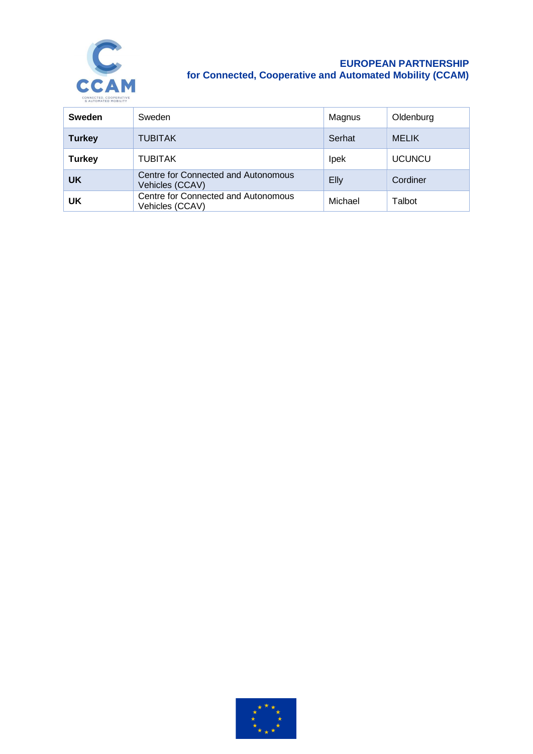| | | | |
|---|---|---|---|
| **Sweden** | Sweden | Magnus | Oldenburg |
| **Turkey** | TUBITAK | Serhat | MELIK |
| **Turkey** | TUBITAK | Ipek | UCUNCU |
| **UK** | Centre for Connected and Autonomous Vehicles (CCAV) | Elly | Cordiner |
| **UK** | Centre for Connected and Autonomous Vehicles (CCAV) | Michael | Talbot |